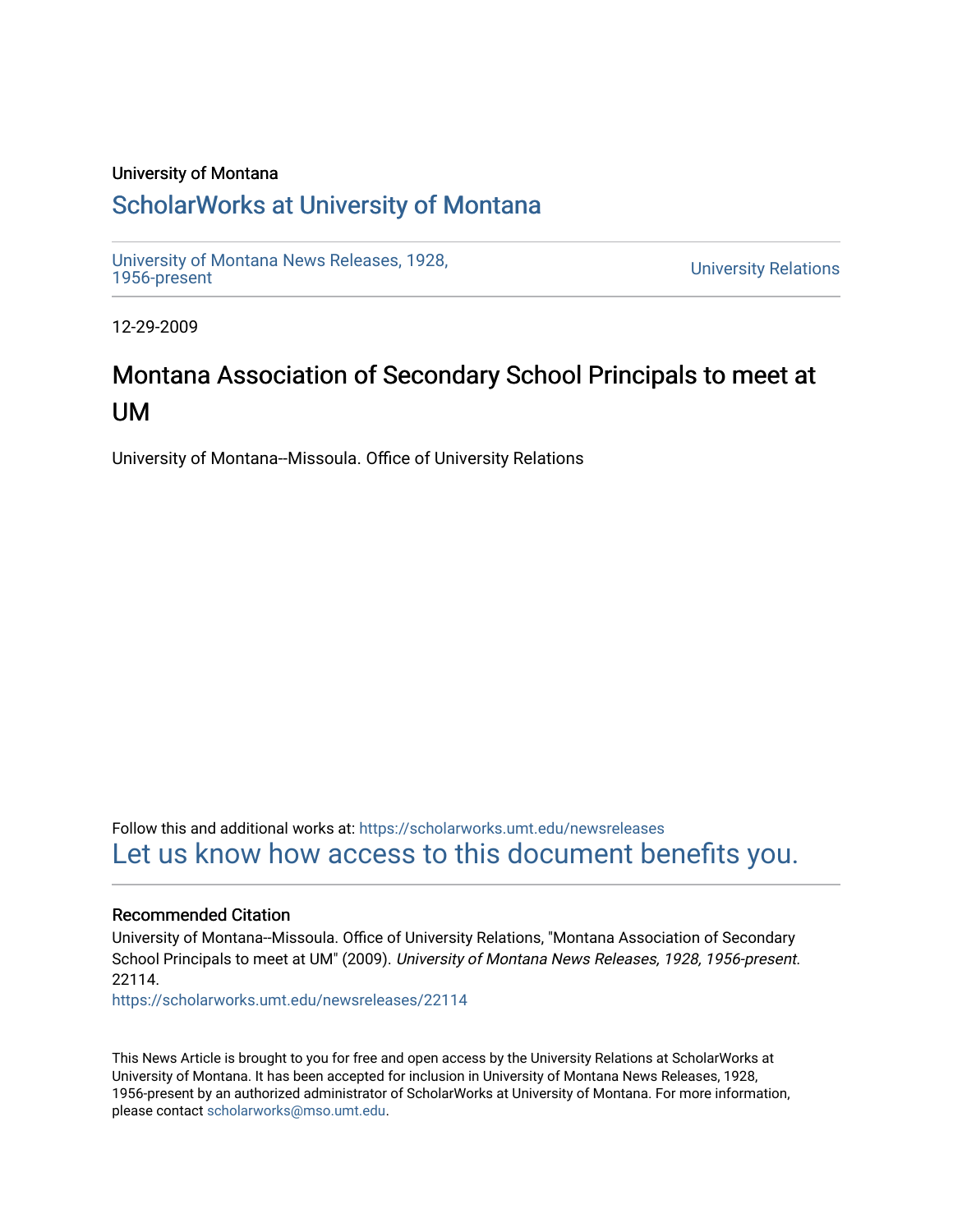University of Montana

# ScholarWorks at University of Montana

University of Montana News Releases, 1928, 1956-present

University Relations

12-29-2009

## Montana Association of Secondary School Principals to meet at UM

University of Montana--Missoula. Office of University Relations

Follow this and additional works at: https://scholarworks.umt.edu/newsreleases

Let us know how access to this document benefits you.

### Recommended Citation

University of Montana--Missoula. Office of University Relations, "Montana Association of Secondary School Principals to meet at UM" (2009). *University of Montana News Releases, 1928, 1956-present*. 22114.

https://scholarworks.umt.edu/newsreleases/22114

This News Article is brought to you for free and open access by the University Relations at ScholarWorks at University of Montana. It has been accepted for inclusion in University of Montana News Releases, 1928, 1956-present by an authorized administrator of ScholarWorks at University of Montana. For more information, please contact scholarworks@mso.umt.edu.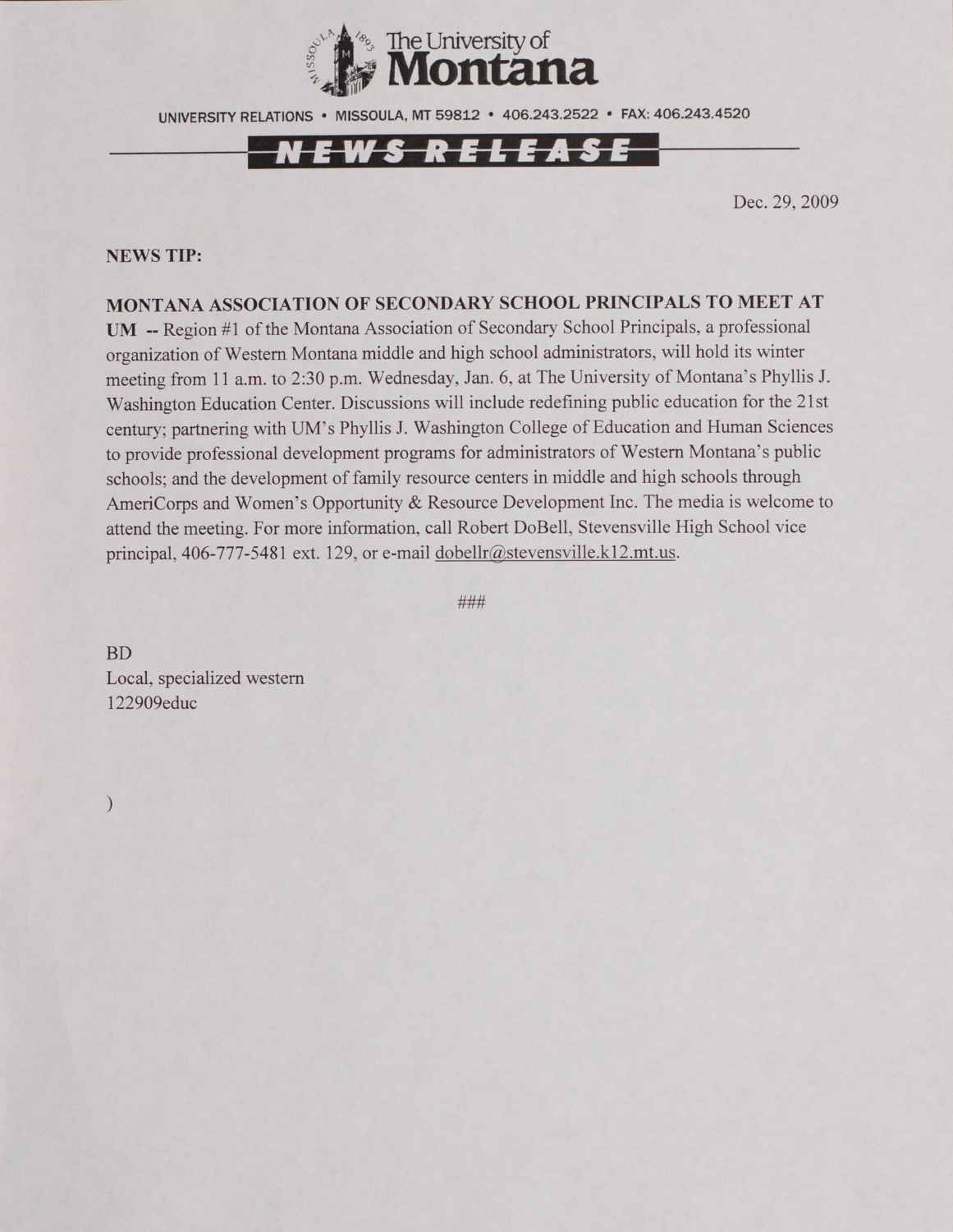The University of Montana

UNIVERSITY RELATIONS • MISSOULA, MT 59812 • 406.243.2522 • FAX: 406.243.4520

NEWS RELEASE

Dec. 29, 2009

**NEWS TIP:**

**MONTANA ASSOCIATION OF SECONDARY SCHOOL PRINCIPALS TO MEET AT UM** -- Region #1 of the Montana Association of Secondary School Principals, a professional organization of Western Montana middle and high school administrators, will hold its winter meeting from 11 a.m. to 2:30 p.m. Wednesday, Jan. 6, at The University of Montana's Phyllis J. Washington Education Center. Discussions will include redefining public education for the 21st century; partnering with UM's Phyllis J. Washington College of Education and Human Sciences to provide professional development programs for administrators of Western Montana's public schools; and the development of family resource centers in middle and high schools through AmeriCorps and Women's Opportunity & Resource Development Inc. The media is welcome to attend the meeting. For more information, call Robert DoBell, Stevensville High School vice principal, 406-777-5481 ext. 129, or e-mail dobellr@stevensville.k12.mt.us.

###

BD
Local, specialized western
122909educ